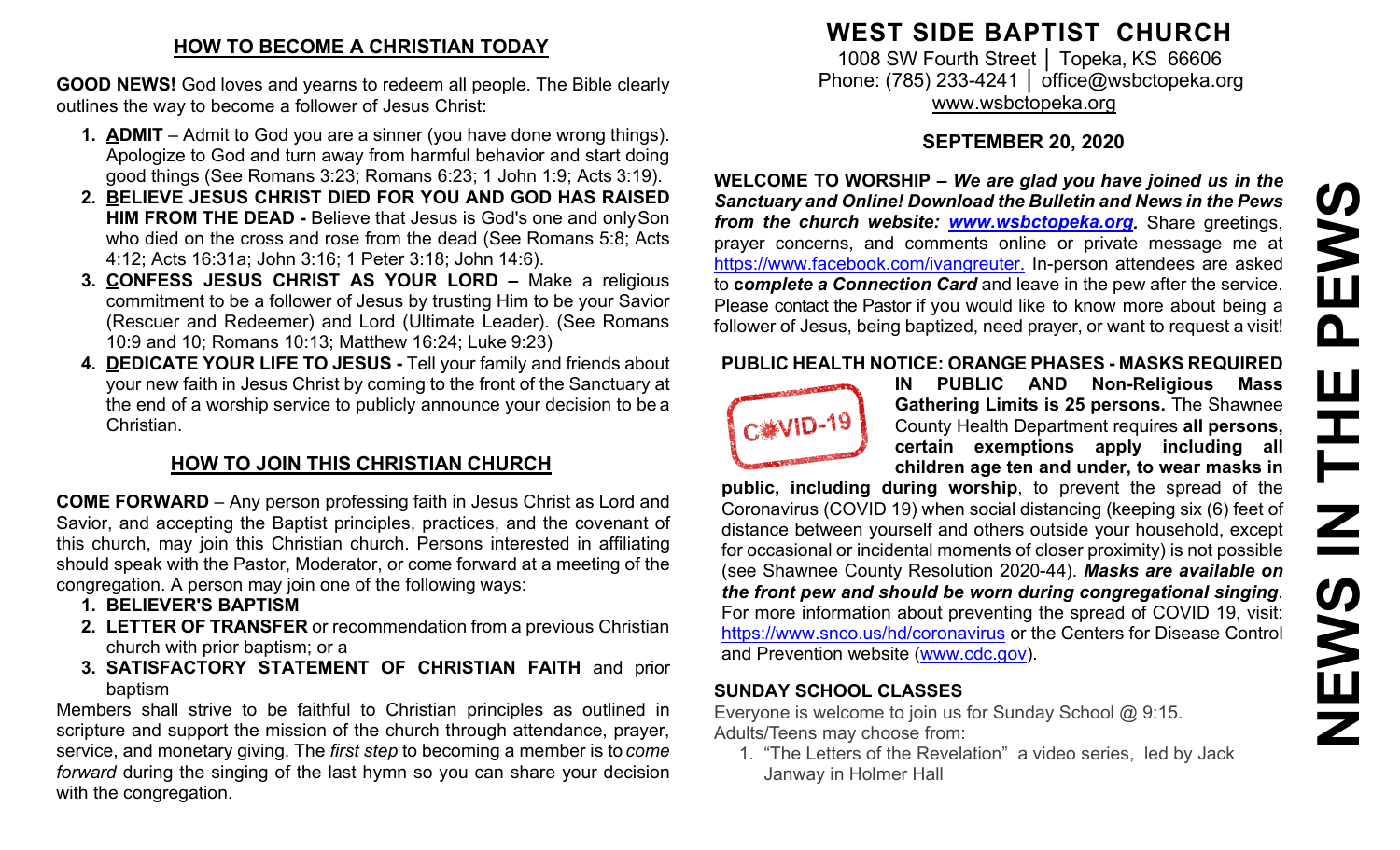## HOW TO BECOME A CHRISTIAN TODAY

**GOOD NEWS!** God loves and yearns to redeem all people. The Bible clearly outlines the way to become a follower of Jesus Christ:

1. **ADMIT** – Admit to God you are a sinner (you have done wrong things). Apologize to God and turn away from harmful behavior and start doing good things (See Romans 3:23; Romans 6:23; 1 John 1:9; Acts 3:19).
2. **BELIEVE JESUS CHRIST DIED FOR YOU AND GOD HAS RAISED HIM FROM THE DEAD -** Believe that Jesus is God's one and only Son who died on the cross and rose from the dead (See Romans 5:8; Acts 4:12; Acts 16:31a; John 3:16; 1 Peter 3:18; John 14:6).
3. **CONFESS JESUS CHRIST AS YOUR LORD –** Make a religious commitment to be a follower of Jesus by trusting Him to be your Savior (Rescuer and Redeemer) and Lord (Ultimate Leader). (See Romans 10:9 and 10; Romans 10:13; Matthew 16:24; Luke 9:23)
4. **DEDICATE YOUR LIFE TO JESUS -** Tell your family and friends about your new faith in Jesus Christ by coming to the front of the Sanctuary at the end of a worship service to publicly announce your decision to be a Christian.

## HOW TO JOIN THIS CHRISTIAN CHURCH

**COME FORWARD** – Any person professing faith in Jesus Christ as Lord and Savior, and accepting the Baptist principles, practices, and the covenant of this church, may join this Christian church. Persons interested in affiliating should speak with the Pastor, Moderator, or come forward at a meeting of the congregation. A person may join one of the following ways:

1. **BELIEVER'S BAPTISM**
2. **LETTER OF TRANSFER** or recommendation from a previous Christian church with prior baptism; or a
3. **SATISFACTORY STATEMENT OF CHRISTIAN FAITH** and prior baptism

Members shall strive to be faithful to Christian principles as outlined in scripture and support the mission of the church through attendance, prayer, service, and monetary giving. The *first step* to becoming a member is to *come forward* during the singing of the last hymn so you can share your decision with the congregation.

# WEST SIDE BAPTIST CHURCH

1008 SW Fourth Street │ Topeka, KS 66606
Phone: (785) 233-4241 │ office@wsbctopeka.org
www.wsbctopeka.org

### SEPTEMBER 20, 2020

**WELCOME TO WORSHIP –** ***We are glad you have joined us in the Sanctuary and Online! Download the Bulletin and News in the Pews from the church website: www.wsbctopeka.org.*** Share greetings, prayer concerns, and comments online or private message me at https://www.facebook.com/ivangreuter. In-person attendees are asked to ***complete a Connection Card*** and leave in the pew after the service. Please contact the Pastor if you would like to know more about being a follower of Jesus, being baptized, need prayer, or want to request a visit!

**PUBLIC HEALTH NOTICE: ORANGE PHASES - MASKS REQUIRED IN PUBLIC AND Non-Religious Mass Gathering Limits is 25 persons.** The Shawnee County Health Department requires **all persons, certain exemptions apply including all children age ten and under, to wear masks in public, including during worship**, to prevent the spread of the Coronavirus (COVID 19) when social distancing (keeping six (6) feet of distance between yourself and others outside your household, except for occasional or incidental moments of closer proximity) is not possible (see Shawnee County Resolution 2020-44). ***Masks are available on the front pew and should be worn during congregational singing***. For more information about preventing the spread of COVID 19, visit: https://www.snco.us/hd/coronavirus or the Centers for Disease Control and Prevention website (www.cdc.gov).

**SUNDAY SCHOOL CLASSES**

Everyone is welcome to join us for Sunday School @ 9:15.
Adults/Teens may choose from:

1. "The Letters of the Revelation" a video series, led by Jack Janway in Holmer Hall

# NEWS IN THE PEWS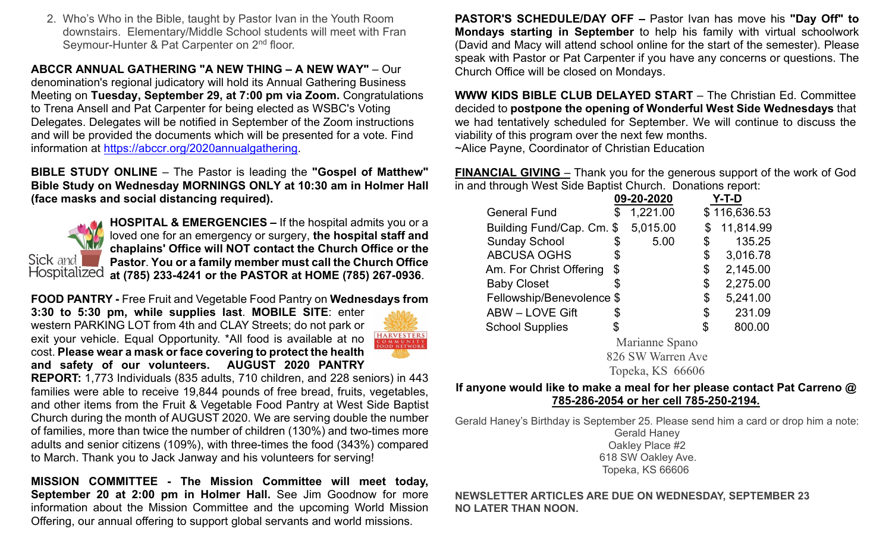2. Who's Who in the Bible, taught by Pastor Ivan in the Youth Room downstairs. Elementary/Middle School students will meet with Fran Seymour-Hunter & Pat Carpenter on 2nd floor.

**ABCCR ANNUAL GATHERING "A NEW THING – A NEW WAY"** – Our denomination's regional judicatory will hold its Annual Gathering Business Meeting on **Tuesday, September 29, at 7:00 pm via Zoom.** Congratulations to Trena Ansell and Pat Carpenter for being elected as WSBC's Voting Delegates. Delegates will be notified in September of the Zoom instructions and will be provided the documents which will be presented for a vote. Find information at https://abccr.org/2020annualgathering.

**BIBLE STUDY ONLINE** – The Pastor is leading the **"Gospel of Matthew" Bible Study on Wednesday MORNINGS ONLY at 10:30 am in Holmer Hall (face masks and social distancing required).**

Sick and Hospitalized

**HOSPITAL & EMERGENCIES –** If the hospital admits you or a loved one for an emergency or surgery, **the hospital staff and chaplains' Office will NOT contact the Church Office or the Pastor**. **You or a family member must call the Church Office at (785) 233-4241 or the PASTOR at HOME (785) 267-0936**.

**FOOD PANTRY -** Free Fruit and Vegetable Food Pantry on **Wednesdays from 3:30 to 5:30 pm, while supplies last**. **MOBILE SITE**: enter western PARKING LOT from 4th and CLAY Streets; do not park or exit your vehicle. Equal Opportunity. *All food is available at no cost. **Please wear a mask or face covering to protect the health and safety of our volunteers. AUGUST 2020 PANTRY REPORT:** 1,773 Individuals (835 adults, 710 children, and 228 seniors) in 443 families were able to receive 19,844 pounds of free bread, fruits, vegetables, and other items from the Fruit & Vegetable Food Pantry at West Side Baptist Church during the month of AUGUST 2020. We are serving double the number of families, more than twice the number of children (130%) and two-times more adults and senior citizens (109%), with three-times the food (343%) compared to March. Thank you to Jack Janway and his volunteers for serving!

HARVESTERS COMMUNITY FOOD NETWORK

**MISSION COMMITTEE - The Mission Committee will meet today, September 20 at 2:00 pm in Holmer Hall.** See Jim Goodnow for more information about the Mission Committee and the upcoming World Mission Offering, our annual offering to support global servants and world missions.

**PASTOR'S SCHEDULE/DAY OFF –** Pastor Ivan has move his **"Day Off" to Mondays starting in September** to help his family with virtual schoolwork (David and Macy will attend school online for the start of the semester). Please speak with Pastor or Pat Carpenter if you have any concerns or questions. The Church Office will be closed on Mondays.

**WWW KIDS BIBLE CLUB DELAYED START** – The Christian Ed. Committee decided to **postpone the opening of Wonderful West Side Wednesdays** that we had tentatively scheduled for September. We will continue to discuss the viability of this program over the next few months.
~Alice Payne, Coordinator of Christian Education

**FINANCIAL GIVING** – Thank you for the generous support of the work of God in and through West Side Baptist Church. Donations report:

| | 09-20-2020 | Y-T-D |
|---|---|---|
| General Fund | $ 1,221.00 | $ 116,636.53 |
| Building Fund/Cap. Cm. | $ 5,015.00 | $ 11,814.99 |
| Sunday School | $ 5.00 | $ 135.25 |
| ABCUSA OGHS | $ | $ 3,016.78 |
| Am. For Christ Offering | $ | $ 2,145.00 |
| Baby Closet | $ | $ 2,275.00 |
| Fellowship/Benevolence | $ | $ 5,241.00 |
| ABW – LOVE Gift | $ | $ 231.09 |
| School Supplies | $ | $ 800.00 |

Marianne Spano
826 SW Warren Ave
Topeka, KS 66606

**If anyone would like to make a meal for her please contact Pat Carreno @ 785-286-2054 or her cell 785-250-2194.**

Gerald Haney's Birthday is September 25. Please send him a card or drop him a note:
Gerald Haney
Oakley Place #2
618 SW Oakley Ave.
Topeka, KS 66606

**NEWSLETTER ARTICLES ARE DUE ON WEDNESDAY, SEPTEMBER 23 NO LATER THAN NOON.**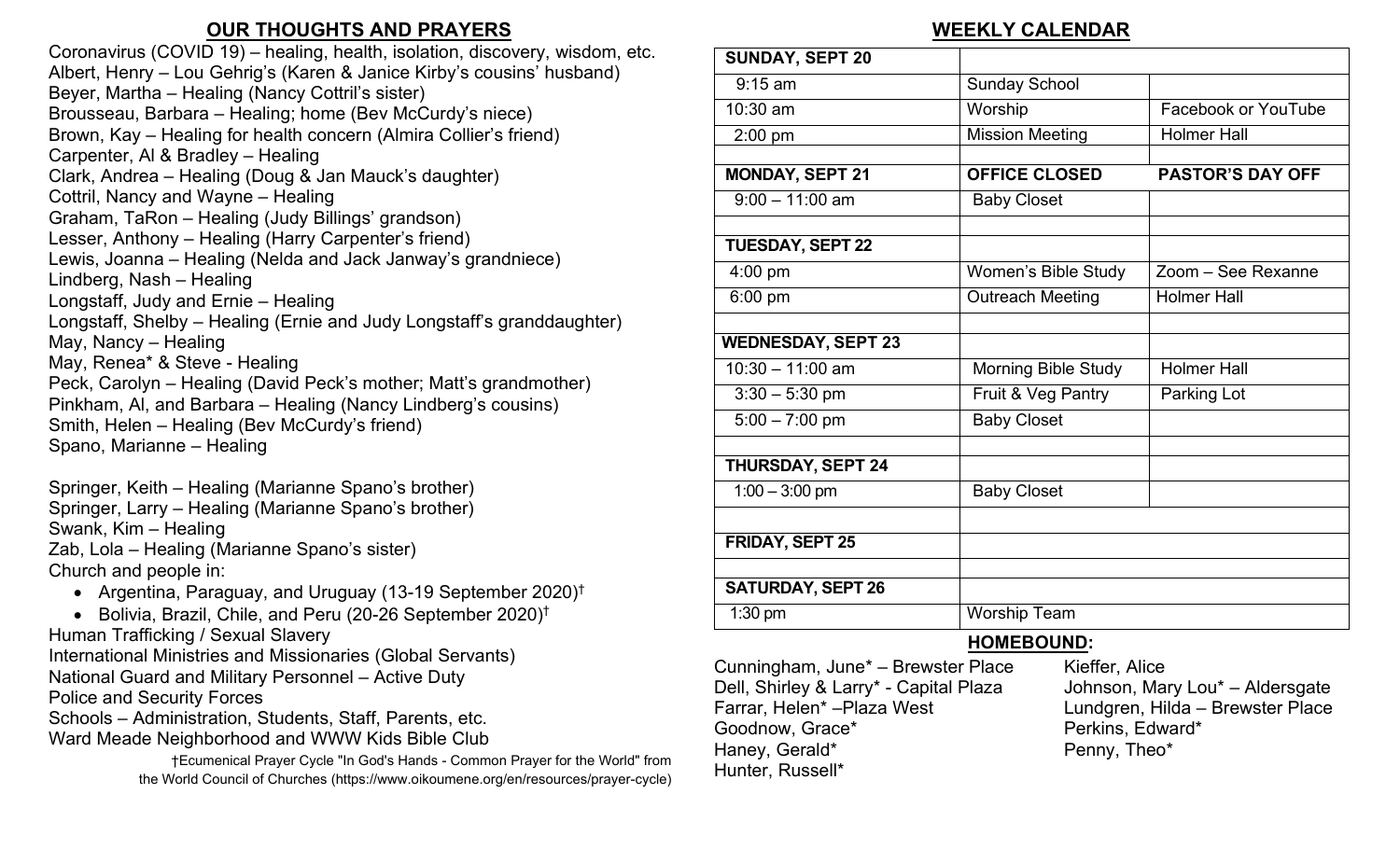## OUR THOUGHTS AND PRAYERS

Coronavirus (COVID 19) – healing, health, isolation, discovery, wisdom, etc.
Albert, Henry – Lou Gehrig's (Karen & Janice Kirby's cousins' husband)
Beyer, Martha – Healing (Nancy Cottril's sister)
Brousseau, Barbara – Healing; home (Bev McCurdy's niece)
Brown, Kay – Healing for health concern (Almira Collier's friend)
Carpenter, Al & Bradley – Healing
Clark, Andrea – Healing (Doug & Jan Mauck's daughter)
Cottril, Nancy and Wayne – Healing
Graham, TaRon – Healing (Judy Billings' grandson)
Lesser, Anthony – Healing (Harry Carpenter's friend)
Lewis, Joanna – Healing (Nelda and Jack Janway's grandniece)
Lindberg, Nash – Healing
Longstaff, Judy and Ernie – Healing
Longstaff, Shelby – Healing (Ernie and Judy Longstaff's granddaughter)
May, Nancy – Healing
May, Renea* & Steve - Healing
Peck, Carolyn – Healing (David Peck's mother; Matt's grandmother)
Pinkham, Al, and Barbara – Healing (Nancy Lindberg's cousins)
Smith, Helen – Healing (Bev McCurdy's friend)
Spano, Marianne – Healing

Springer, Keith – Healing (Marianne Spano's brother)
Springer, Larry – Healing (Marianne Spano's brother)
Swank, Kim – Healing
Zab, Lola – Healing (Marianne Spano's sister)
Church and people in:

- Argentina, Paraguay, and Uruguay (13-19 September 2020)†
- Bolivia, Brazil, Chile, and Peru (20-26 September 2020)†

Human Trafficking / Sexual Slavery
International Ministries and Missionaries (Global Servants)
National Guard and Military Personnel – Active Duty
Police and Security Forces
Schools – Administration, Students, Staff, Parents, etc.
Ward Meade Neighborhood and WWW Kids Bible Club

†Ecumenical Prayer Cycle "In God's Hands - Common Prayer for the World" from the World Council of Churches (https://www.oikoumene.org/en/resources/prayer-cycle)

## WEEKLY CALENDAR

| | | |
|---|---|---|
| **SUNDAY, SEPT 20** | | |
| 9:15 am | Sunday School | |
| 10:30 am | Worship | Facebook or YouTube |
| 2:00 pm | Mission Meeting | Holmer Hall |
| | | |
| **MONDAY, SEPT 21** | **OFFICE CLOSED** | **PASTOR'S DAY OFF** |
| 9:00 – 11:00 am | Baby Closet | |
| | | |
| **TUESDAY, SEPT 22** | | |
| 4:00 pm | Women's Bible Study | Zoom – See Rexanne |
| 6:00 pm | Outreach Meeting | Holmer Hall |
| | | |
| **WEDNESDAY, SEPT 23** | | |
| 10:30 – 11:00 am | Morning Bible Study | Holmer Hall |
| 3:30 – 5:30 pm | Fruit & Veg Pantry | Parking Lot |
| 5:00 – 7:00 pm | Baby Closet | |
| | | |
| **THURSDAY, SEPT 24** | | |
| 1:00 – 3:00 pm | Baby Closet | |
| | | |
| **FRIDAY, SEPT 25** | | |
| | | |
| **SATURDAY, SEPT 26** | | |
| 1:30 pm | Worship Team | |

## HOMEBOUND:

Cunningham, June* – Brewster Place
Dell, Shirley & Larry* - Capital Plaza
Farrar, Helen* –Plaza West
Goodnow, Grace*
Haney, Gerald*
Hunter, Russell*
Kieffer, Alice
Johnson, Mary Lou* – Aldersgate
Lundgren, Hilda – Brewster Place
Perkins, Edward*
Penny, Theo*